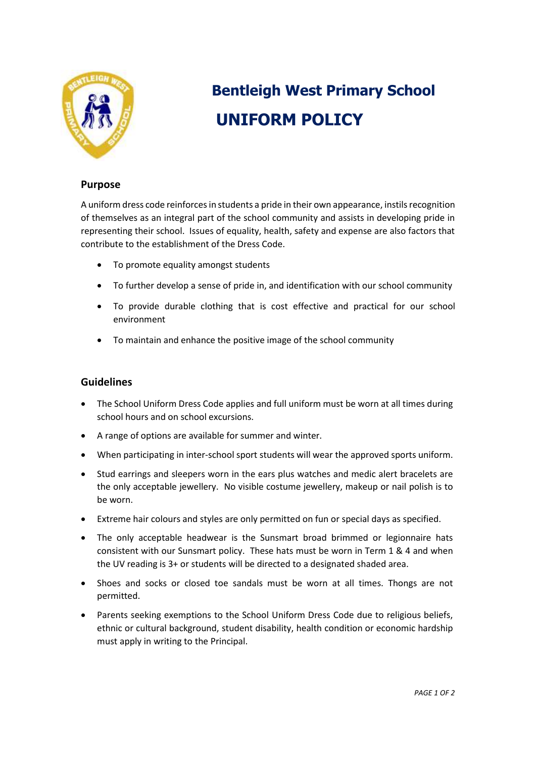# Bentleigh West Primary School

# UNIFORM POLICY

## Purpose

A uniform dress code reinforces in students a pride in their own appearance, instils recognition of themselves as an integral part of the school community and assists in developing pride in representing their school. Issues of equality, health, safety and expense are also factors that contribute to the establishment of the Dress Code.

- To promote equality amongst students
- To further develop a sense of pride in, and identification with our school community
- To provide durable clothing that is cost effective and practical for our school environment
- To maintain and enhance the positive image of the school community

## Guidelines

- The School Uniform Dress Code applies and full uniform must be worn at all times during school hours and on school excursions.
- A range of options are available for summer and winter.
- When participating in inter-school sport students will wear the approved sports uniform.
- Stud earrings and sleepers worn in the ears plus watches and medic alert bracelets are the only acceptable jewellery. No visible costume jewellery, makeup or nail polish is to be worn.
- Extreme hair colours and styles are only permitted on fun or special days as specified.
- The only acceptable headwear is the Sunsmart broad brimmed or legionnaire hats consistent with our Sunsmart policy. These hats must be worn in Term 1 & 4 and when the UV reading is 3+ or students will be directed to a designated shaded area.
- Shoes and socks or closed toe sandals must be worn at all times. Thongs are not permitted.
- Parents seeking exemptions to the School Uniform Dress Code due to religious beliefs, ethnic or cultural background, student disability, health condition or economic hardship must apply in writing to the Principal.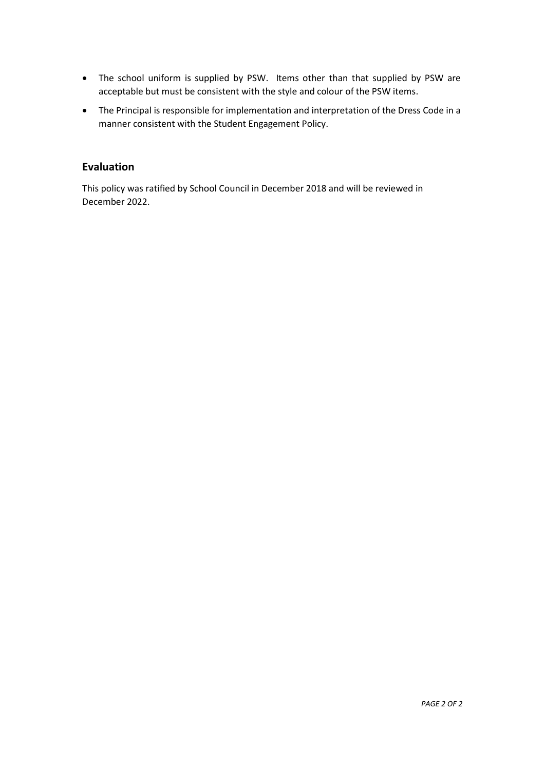- The school uniform is supplied by PSW. Items other than that supplied by PSW are acceptable but must be consistent with the style and colour of the PSW items.
- The Principal is responsible for implementation and interpretation of the Dress Code in a manner consistent with the Student Engagement Policy.

## Evaluation

This policy was ratified by School Council in December 2018 and will be reviewed in December 2022.